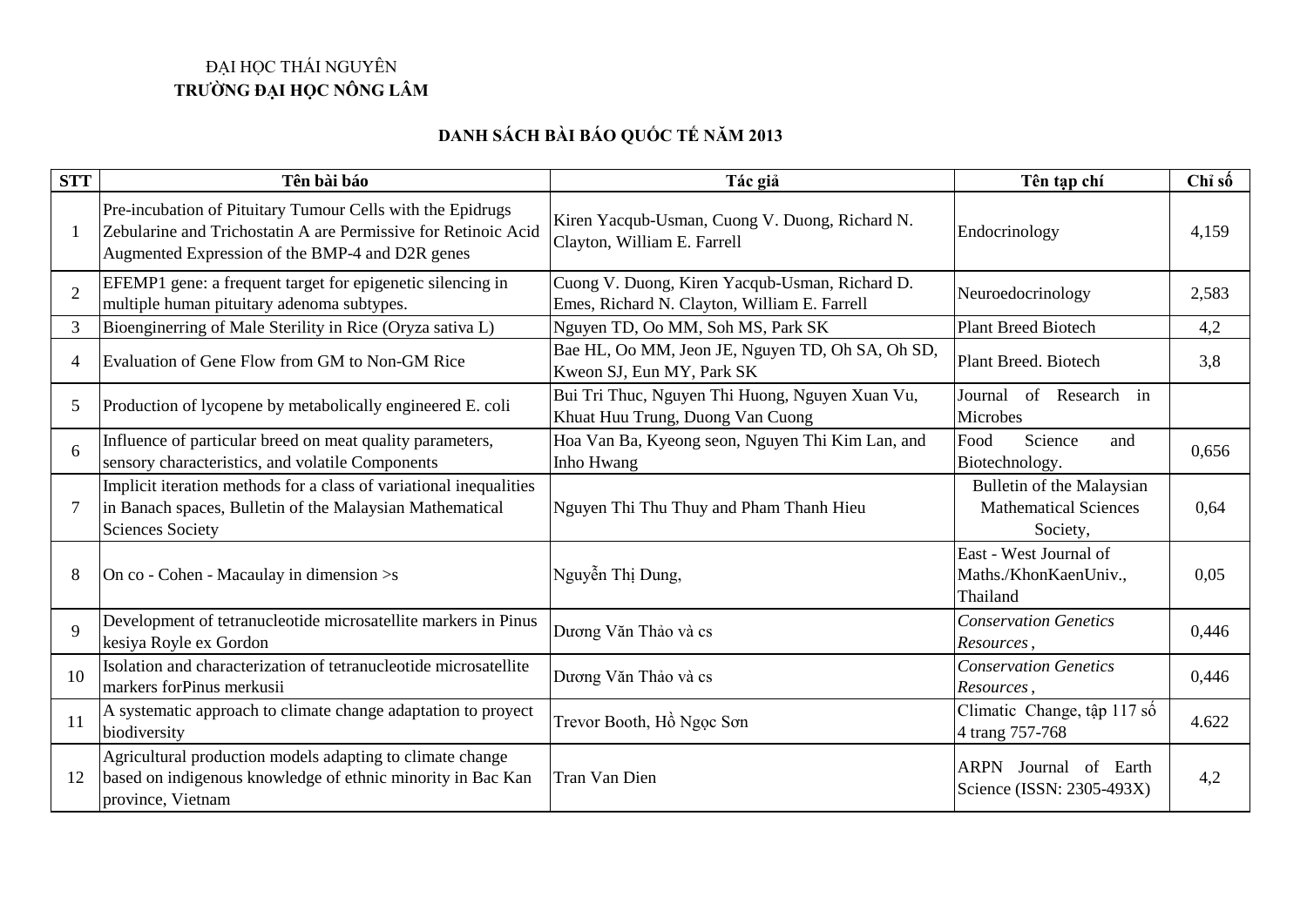ĐẠI HỌC THÁI NGUYÊN
**TRƯỜNG ĐẠI HỌC NÔNG LÂM**

## DANH SÁCH BÀI BÁO QUỐC TẾ NĂM 2013

| STT | Tên bài báo | Tác giả | Tên tạp chí | Chỉ số |
|---|---|---|---|---|
| 1 | Pre-incubation of Pituitary Tumour Cells with the Epidrugs Zebularine and Trichostatin A are Permissive for Retinoic Acid Augmented Expression of the BMP-4 and D2R genes | Kiren Yacqub-Usman, Cuong V. Duong, Richard N. Clayton, William E. Farrell | Endocrinology | 4,159 |
| 2 | EFEMP1 gene: a frequent target for epigenetic silencing in multiple human pituitary adenoma subtypes. | Cuong V. Duong, Kiren Yacqub-Usman, Richard D. Emes, Richard N. Clayton, William E. Farrell | Neuroedocrinology | 2,583 |
| 3 | Bioenginerring of Male Sterility in Rice (Oryza sativa L) | Nguyen TD, Oo MM, Soh MS, Park SK | Plant Breed Biotech | 4,2 |
| 4 | Evaluation of Gene Flow from GM to Non-GM Rice | Bae HL, Oo MM, Jeon JE, Nguyen TD, Oh SA, Oh SD, Kweon SJ, Eun MY, Park SK | Plant Breed. Biotech | 3,8 |
| 5 | Production of lycopene by metabolically engineered E. coli | Bui Tri Thuc, Nguyen Thi Huong, Nguyen Xuan Vu, Khuat Huu Trung, Duong Van Cuong | Journal of Research in Microbes | |
| 6 | Influence of particular breed on meat quality parameters, sensory characteristics, and volatile Components | Hoa Van Ba, Kyeong seon, Nguyen Thi Kim Lan, and Inho Hwang | Food Science and Biotechnology. | 0,656 |
| 7 | Implicit iteration methods for a class of variational inequalities in Banach spaces, Bulletin of the Malaysian Mathematical Sciences Society | Nguyen Thi Thu Thuy and Pham Thanh Hieu | Bulletin of the Malaysian Mathematical Sciences Society, | 0,64 |
| 8 | On co - Cohen - Macaulay in dimension >s | Nguyễn Thị Dung, | East - West Journal of Maths./KhonKaenUniv., Thailand | 0,05 |
| 9 | Development of tetranucleotide microsatellite markers in Pinus kesiya Royle ex Gordon | Dương Văn Thảo và cs | *Conservation Genetics Resources*, | 0,446 |
| 10 | Isolation and characterization of tetranucleotide microsatellite markers forPinus merkusii | Dương Văn Thảo và cs | *Conservation Genetics Resources*, | 0,446 |
| 11 | A systematic approach to climate change adaptation to proyect biodiversity | Trevor Booth, Hồ Ngọc Sơn | Climatic Change, tập 117 số 4 trang 757-768 | 4.622 |
| 12 | Agricultural production models adapting to climate change based on indigenous knowledge of ethnic minority in Bac Kan province, Vietnam | Tran Van Dien | ARPN Journal of Earth Science (ISSN: 2305-493X) | 4,2 |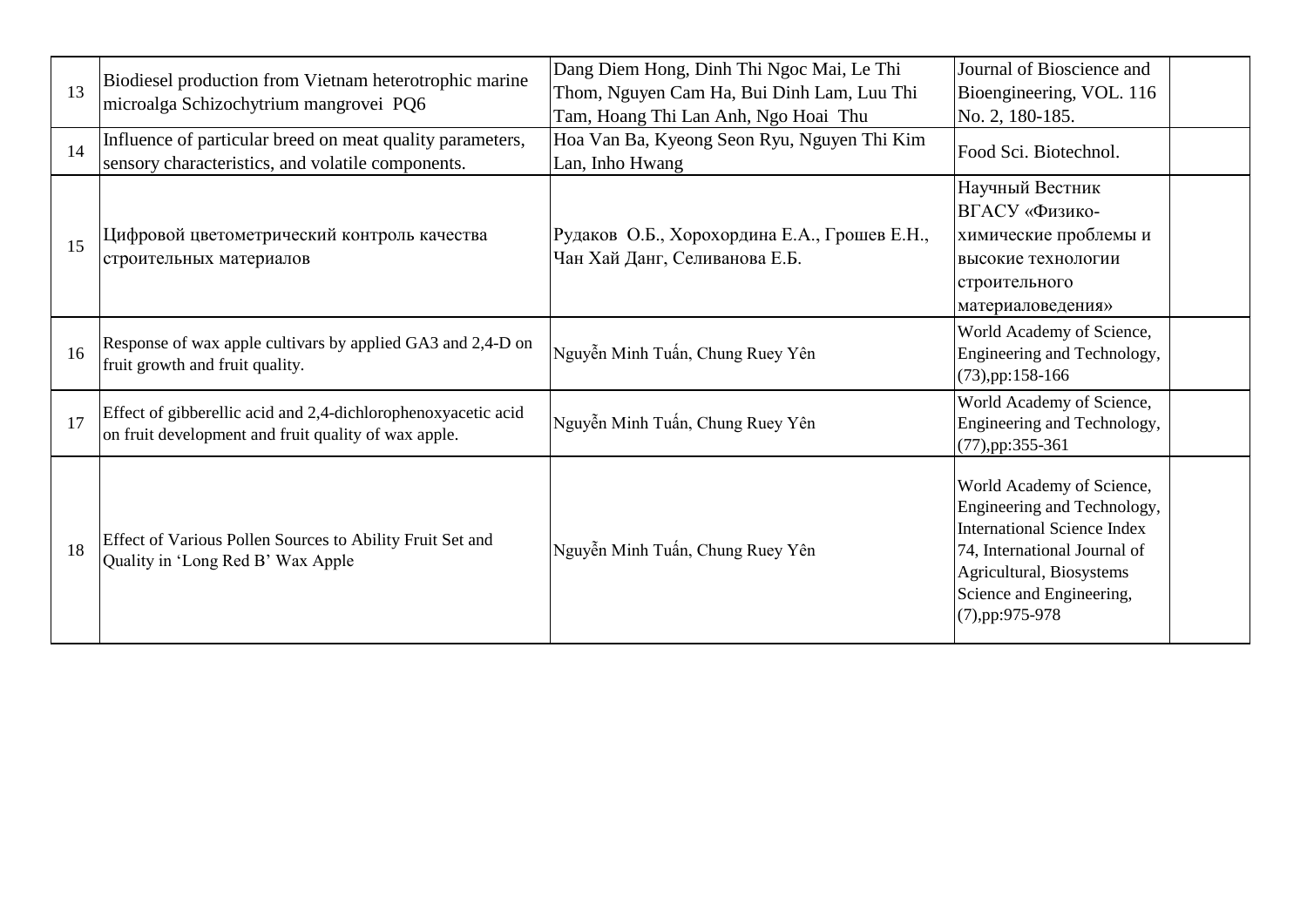| | | | | |
|---|---|---|---|---|
| 13 | Biodiesel production from Vietnam heterotrophic marine microalga Schizochytrium mangrovei PQ6 | Dang Diem Hong, Dinh Thi Ngoc Mai, Le Thi Thom, Nguyen Cam Ha, Bui Dinh Lam, Luu Thi Tam, Hoang Thi Lan Anh, Ngo Hoai Thu | Journal of Bioscience and Bioengineering, VOL. 116 No. 2, 180-185. | |
| 14 | Influence of particular breed on meat quality parameters, sensory characteristics, and volatile components. | Hoa Van Ba, Kyeong Seon Ryu, Nguyen Thi Kim Lan, Inho Hwang | Food Sci. Biotechnol. | |
| 15 | Цифровой цветометрический контроль качества строительных материалов | Рудаков О.Б., Хорохордина Е.А., Грошев Е.Н., Чан Хай Данг, Селиванова Е.Б. | Научный Вестник ВГАСУ «Физико-химические проблемы и высокие технологии строительного материаловедения» | |
| 16 | Response of wax apple cultivars by applied GA3 and 2,4-D on fruit growth and fruit quality. | Nguyễn Minh Tuấn, Chung Ruey Yên | World Academy of Science, Engineering and Technology, (73),pp:158-166 | |
| 17 | Effect of gibberellic acid and 2,4-dichlorophenoxyacetic acid on fruit development and fruit quality of wax apple. | Nguyễn Minh Tuấn, Chung Ruey Yên | World Academy of Science, Engineering and Technology, (77),pp:355-361 | |
| 18 | Effect of Various Pollen Sources to Ability Fruit Set and Quality in 'Long Red B' Wax Apple | Nguyễn Minh Tuấn, Chung Ruey Yên | World Academy of Science, Engineering and Technology, International Science Index 74, International Journal of Agricultural, Biosystems Science and Engineering, (7),pp:975-978 | |